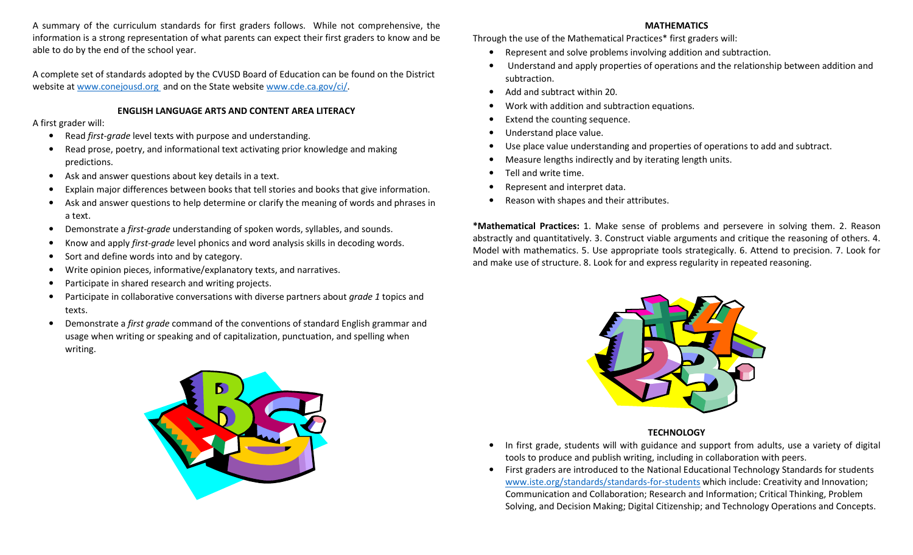A summary of the curriculum standards for first graders follows. While not comprehensive, the information is a strong representation of what parents can expect their first graders to know and be able to do by the end of the school year.

A complete set of standards adopted by the CVUSD Board of Education can be found on the District website at www.conejousd.org and on the State website www.cde.ca.gov/ci/.

## ENGLISH LANGUAGE ARTS AND CONTENT AREA LITERACY

A first grader will:

- Read *first-grade* level texts with purpose and understanding.
- Read prose, poetry, and informational text activating prior knowledge and making predictions.
- Ask and answer questions about key details in a text.
- Explain major differences between books that tell stories and books that give information.
- Ask and answer questions to help determine or clarify the meaning of words and phrases in a text.
- Demonstrate a *first-grade* understanding of spoken words, syllables, and sounds.
- Know and apply *first-grade* level phonics and word analysis skills in decoding words.
- Sort and define words into and by category.
- Write opinion pieces, informative/explanatory texts, and narratives.
- Participate in shared research and writing projects.
- Participate in collaborative conversations with diverse partners about *grade 1* topics and texts.
- Demonstrate a *first grade* command of the conventions of standard English grammar and usage when writing or speaking and of capitalization, punctuation, and spelling when writing.

## MATHEMATICS

Through the use of the Mathematical Practices* first graders will:

- Represent and solve problems involving addition and subtraction.
- Understand and apply properties of operations and the relationship between addition and subtraction.
- Add and subtract within 20.
- Work with addition and subtraction equations.
- Extend the counting sequence.
- Understand place value.
- Use place value understanding and properties of operations to add and subtract.
- Measure lengths indirectly and by iterating length units.
- Tell and write time.
- Represent and interpret data.
- Reason with shapes and their attributes.

***Mathematical Practices:** 1. Make sense of problems and persevere in solving them. 2. Reason abstractly and quantitatively. 3. Construct viable arguments and critique the reasoning of others. 4. Model with mathematics. 5. Use appropriate tools strategically. 6. Attend to precision. 7. Look for and make use of structure. 8. Look for and express regularity in repeated reasoning.

## TECHNOLOGY

- In first grade, students will with guidance and support from adults, use a variety of digital tools to produce and publish writing, including in collaboration with peers.
- First graders are introduced to the National Educational Technology Standards for students www.iste.org/standards/standards-for-students which include: Creativity and Innovation; Communication and Collaboration; Research and Information; Critical Thinking, Problem Solving, and Decision Making; Digital Citizenship; and Technology Operations and Concepts.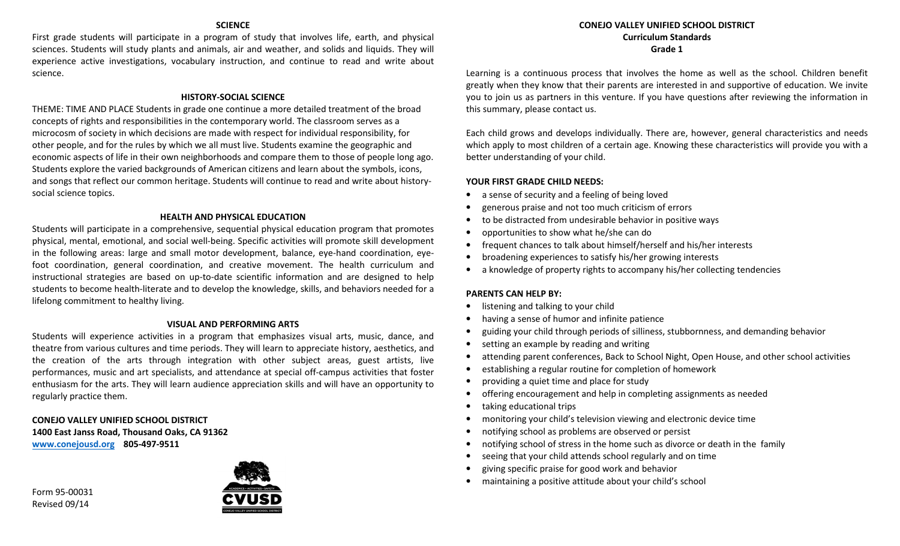## SCIENCE

First grade students will participate in a program of study that involves life, earth, and physical sciences. Students will study plants and animals, air and weather, and solids and liquids. They will experience active investigations, vocabulary instruction, and continue to read and write about science.

## HISTORY-SOCIAL SCIENCE

THEME: TIME AND PLACE Students in grade one continue a more detailed treatment of the broad concepts of rights and responsibilities in the contemporary world. The classroom serves as a microcosm of society in which decisions are made with respect for individual responsibility, for other people, and for the rules by which we all must live. Students examine the geographic and economic aspects of life in their own neighborhoods and compare them to those of people long ago. Students explore the varied backgrounds of American citizens and learn about the symbols, icons, and songs that reflect our common heritage. Students will continue to read and write about history-social science topics.

## HEALTH AND PHYSICAL EDUCATION

Students will participate in a comprehensive, sequential physical education program that promotes physical, mental, emotional, and social well-being. Specific activities will promote skill development in the following areas: large and small motor development, balance, eye-hand coordination, eye-foot coordination, general coordination, and creative movement. The health curriculum and instructional strategies are based on up-to-date scientific information and are designed to help students to become health-literate and to develop the knowledge, skills, and behaviors needed for a lifelong commitment to healthy living.

## VISUAL AND PERFORMING ARTS

Students will experience activities in a program that emphasizes visual arts, music, dance, and theatre from various cultures and time periods. They will learn to appreciate history, aesthetics, and the creation of the arts through integration with other subject areas, guest artists, live performances, music and art specialists, and attendance at special off-campus activities that foster enthusiasm for the arts. They will learn audience appreciation skills and will have an opportunity to regularly practice them.

**CONEJO VALLEY UNIFIED SCHOOL DISTRICT**
**1400 East Janss Road, Thousand Oaks, CA 91362**
**www.conejousd.org 805-497-9511**

Form 95-00031
Revised 09/14

# CONEJO VALLEY UNIFIED SCHOOL DISTRICT
## Curriculum Standards
## Grade 1

Learning is a continuous process that involves the home as well as the school. Children benefit greatly when they know that their parents are interested in and supportive of education. We invite you to join us as partners in this venture. If you have questions after reviewing the information in this summary, please contact us.

Each child grows and develops individually. There are, however, general characteristics and needs which apply to most children of a certain age. Knowing these characteristics will provide you with a better understanding of your child.

**YOUR FIRST GRADE CHILD NEEDS:**

- a sense of security and a feeling of being loved
- generous praise and not too much criticism of errors
- to be distracted from undesirable behavior in positive ways
- opportunities to show what he/she can do
- frequent chances to talk about himself/herself and his/her interests
- broadening experiences to satisfy his/her growing interests
- a knowledge of property rights to accompany his/her collecting tendencies

**PARENTS CAN HELP BY:**

- listening and talking to your child
- having a sense of humor and infinite patience
- guiding your child through periods of silliness, stubbornness, and demanding behavior
- setting an example by reading and writing
- attending parent conferences, Back to School Night, Open House, and other school activities
- establishing a regular routine for completion of homework
- providing a quiet time and place for study
- offering encouragement and help in completing assignments as needed
- taking educational trips
- monitoring your child's television viewing and electronic device time
- notifying school as problems are observed or persist
- notifying school of stress in the home such as divorce or death in the family
- seeing that your child attends school regularly and on time
- giving specific praise for good work and behavior
- maintaining a positive attitude about your child's school